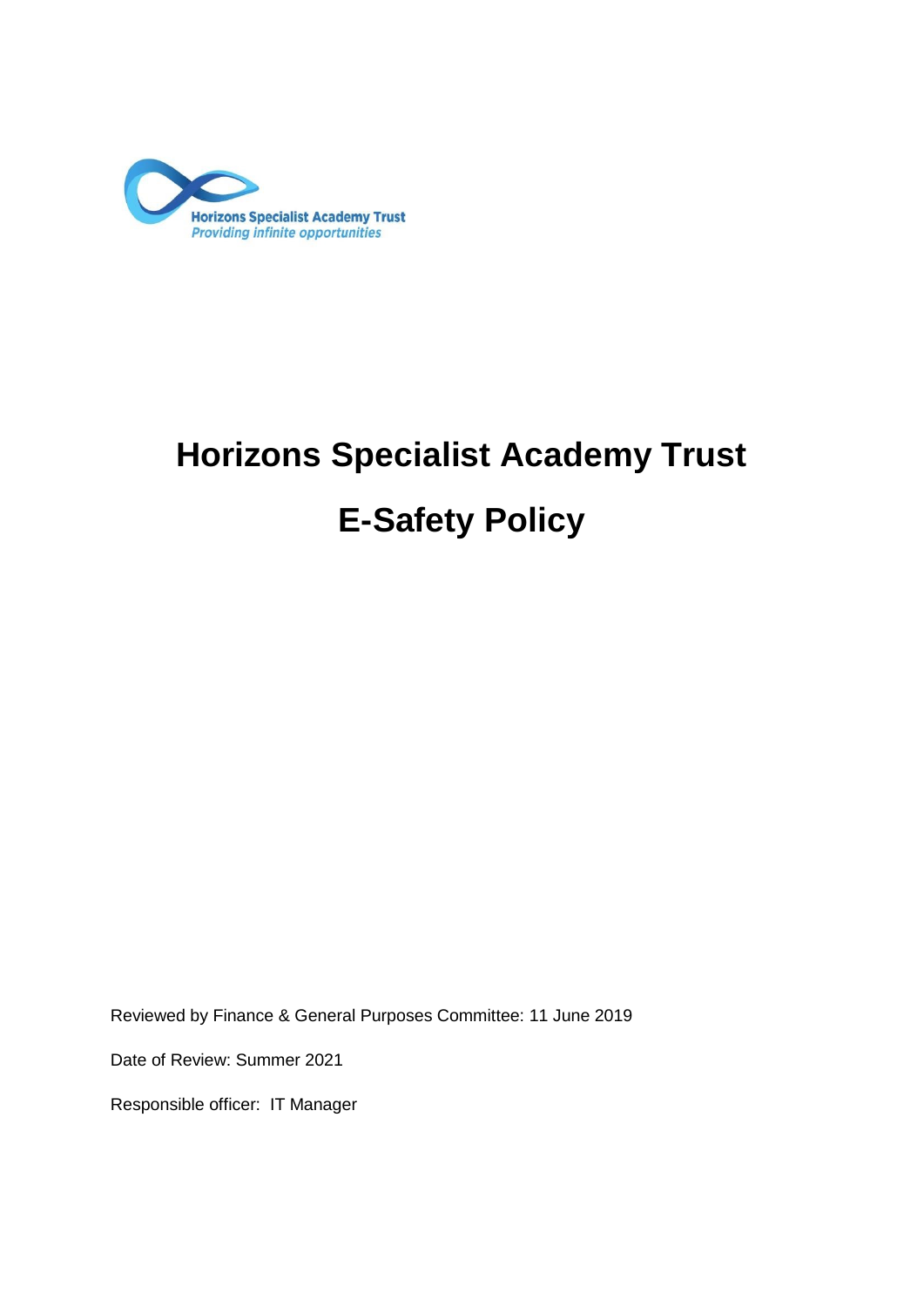Horizons Specialist Academy Trust
*Providing infinite opportunities*

# Horizons Specialist Academy Trust

# E-Safety Policy

Reviewed by Finance & General Purposes Committee: 11 June 2019

Date of Review: Summer 2021

Responsible officer: IT Manager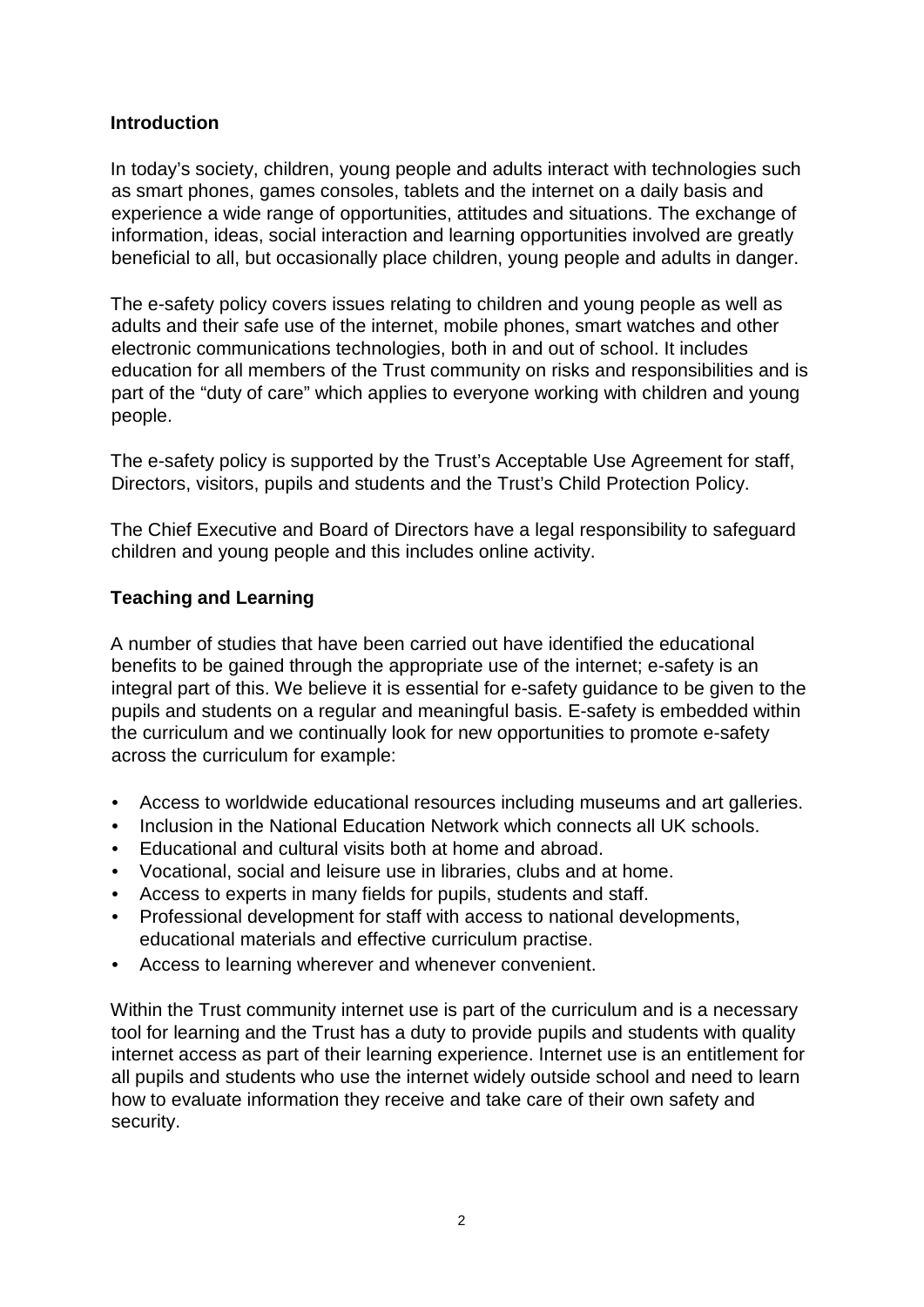## Introduction

In today's society, children, young people and adults interact with technologies such as smart phones, games consoles, tablets and the internet on a daily basis and experience a wide range of opportunities, attitudes and situations. The exchange of information, ideas, social interaction and learning opportunities involved are greatly beneficial to all, but occasionally place children, young people and adults in danger.

The e-safety policy covers issues relating to children and young people as well as adults and their safe use of the internet, mobile phones, smart watches and other electronic communications technologies, both in and out of school. It includes education for all members of the Trust community on risks and responsibilities and is part of the "duty of care" which applies to everyone working with children and young people.

The e-safety policy is supported by the Trust's Acceptable Use Agreement for staff, Directors, visitors, pupils and students and the Trust's Child Protection Policy.

The Chief Executive and Board of Directors have a legal responsibility to safeguard children and young people and this includes online activity.

## Teaching and Learning

A number of studies that have been carried out have identified the educational benefits to be gained through the appropriate use of the internet; e-safety is an integral part of this. We believe it is essential for e-safety guidance to be given to the pupils and students on a regular and meaningful basis. E-safety is embedded within the curriculum and we continually look for new opportunities to promote e-safety across the curriculum for example:

- Access to worldwide educational resources including museums and art galleries.
- Inclusion in the National Education Network which connects all UK schools.
- Educational and cultural visits both at home and abroad.
- Vocational, social and leisure use in libraries, clubs and at home.
- Access to experts in many fields for pupils, students and staff.
- Professional development for staff with access to national developments, educational materials and effective curriculum practise.
- Access to learning wherever and whenever convenient.

Within the Trust community internet use is part of the curriculum and is a necessary tool for learning and the Trust has a duty to provide pupils and students with quality internet access as part of their learning experience. Internet use is an entitlement for all pupils and students who use the internet widely outside school and need to learn how to evaluate information they receive and take care of their own safety and security.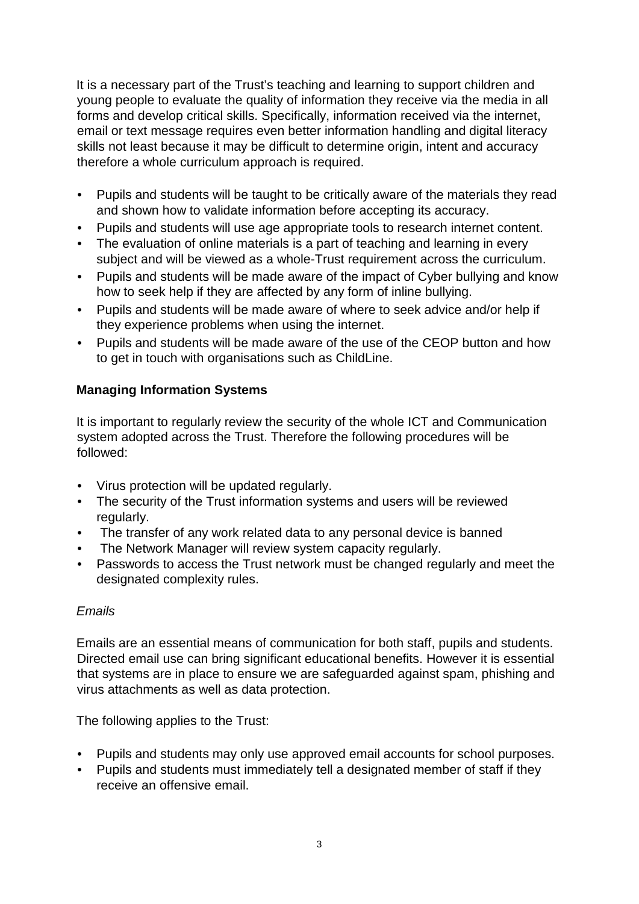It is a necessary part of the Trust's teaching and learning to support children and young people to evaluate the quality of information they receive via the media in all forms and develop critical skills. Specifically, information received via the internet, email or text message requires even better information handling and digital literacy skills not least because it may be difficult to determine origin, intent and accuracy therefore a whole curriculum approach is required.

- Pupils and students will be taught to be critically aware of the materials they read and shown how to validate information before accepting its accuracy.
- Pupils and students will use age appropriate tools to research internet content.
- The evaluation of online materials is a part of teaching and learning in every subject and will be viewed as a whole-Trust requirement across the curriculum.
- Pupils and students will be made aware of the impact of Cyber bullying and know how to seek help if they are affected by any form of inline bullying.
- Pupils and students will be made aware of where to seek advice and/or help if they experience problems when using the internet.
- Pupils and students will be made aware of the use of the CEOP button and how to get in touch with organisations such as ChildLine.

**Managing Information Systems**

It is important to regularly review the security of the whole ICT and Communication system adopted across the Trust. Therefore the following procedures will be followed:

- Virus protection will be updated regularly.
- The security of the Trust information systems and users will be reviewed regularly.
- The transfer of any work related data to any personal device is banned
- The Network Manager will review system capacity regularly.
- Passwords to access the Trust network must be changed regularly and meet the designated complexity rules.

*Emails*

Emails are an essential means of communication for both staff, pupils and students. Directed email use can bring significant educational benefits. However it is essential that systems are in place to ensure we are safeguarded against spam, phishing and virus attachments as well as data protection.

The following applies to the Trust:

- Pupils and students may only use approved email accounts for school purposes.
- Pupils and students must immediately tell a designated member of staff if they receive an offensive email.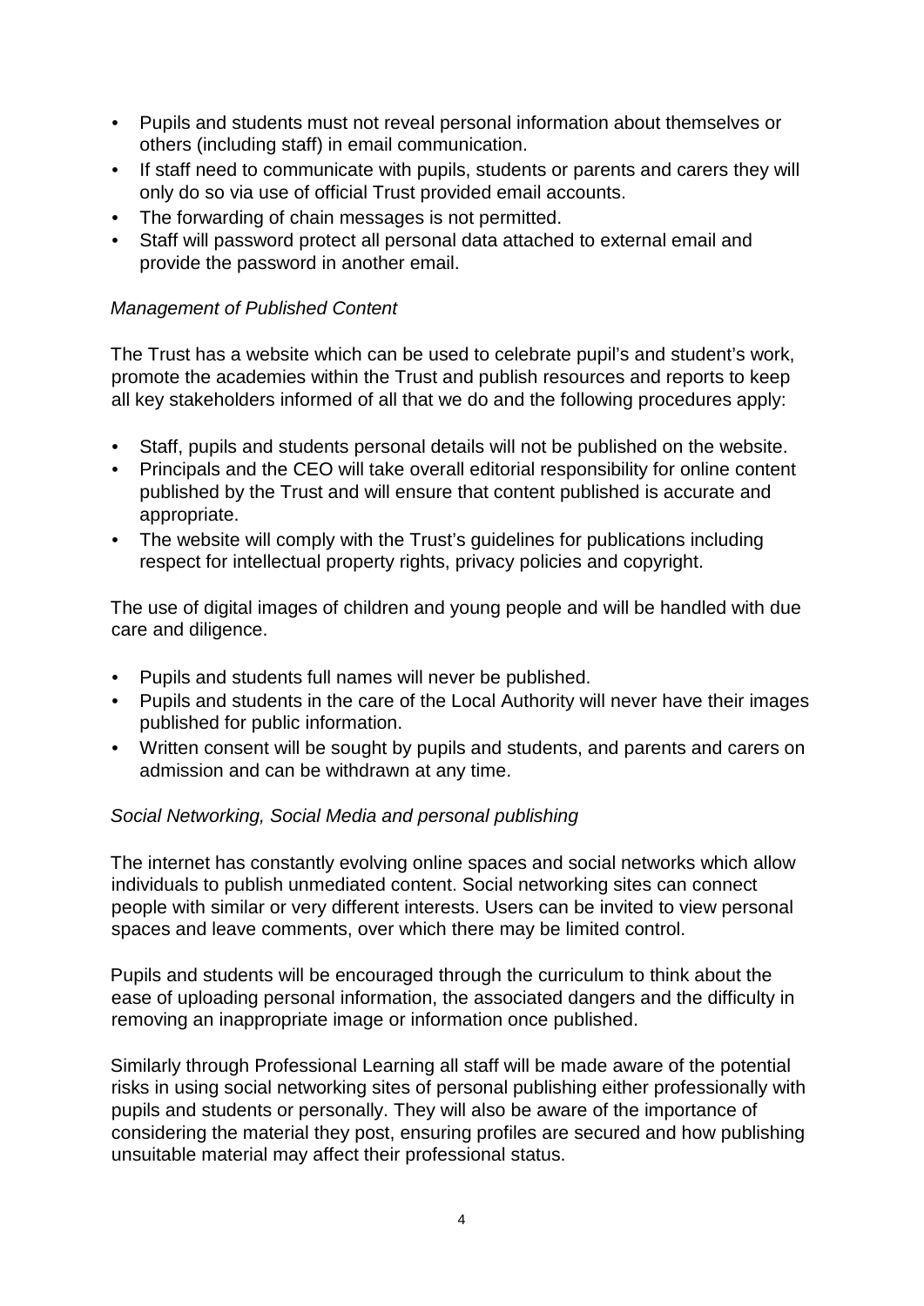- Pupils and students must not reveal personal information about themselves or others (including staff) in email communication.
- If staff need to communicate with pupils, students or parents and carers they will only do so via use of official Trust provided email accounts.
- The forwarding of chain messages is not permitted.
- Staff will password protect all personal data attached to external email and provide the password in another email.

*Management of Published Content*

The Trust has a website which can be used to celebrate pupil's and student's work, promote the academies within the Trust and publish resources and reports to keep all key stakeholders informed of all that we do and the following procedures apply:

- Staff, pupils and students personal details will not be published on the website.
- Principals and the CEO will take overall editorial responsibility for online content published by the Trust and will ensure that content published is accurate and appropriate.
- The website will comply with the Trust's guidelines for publications including respect for intellectual property rights, privacy policies and copyright.

The use of digital images of children and young people and will be handled with due care and diligence.

- Pupils and students full names will never be published.
- Pupils and students in the care of the Local Authority will never have their images published for public information.
- Written consent will be sought by pupils and students, and parents and carers on admission and can be withdrawn at any time.

*Social Networking, Social Media and personal publishing*

The internet has constantly evolving online spaces and social networks which allow individuals to publish unmediated content. Social networking sites can connect people with similar or very different interests. Users can be invited to view personal spaces and leave comments, over which there may be limited control.

Pupils and students will be encouraged through the curriculum to think about the ease of uploading personal information, the associated dangers and the difficulty in removing an inappropriate image or information once published.

Similarly through Professional Learning all staff will be made aware of the potential risks in using social networking sites of personal publishing either professionally with pupils and students or personally. They will also be aware of the importance of considering the material they post, ensuring profiles are secured and how publishing unsuitable material may affect their professional status.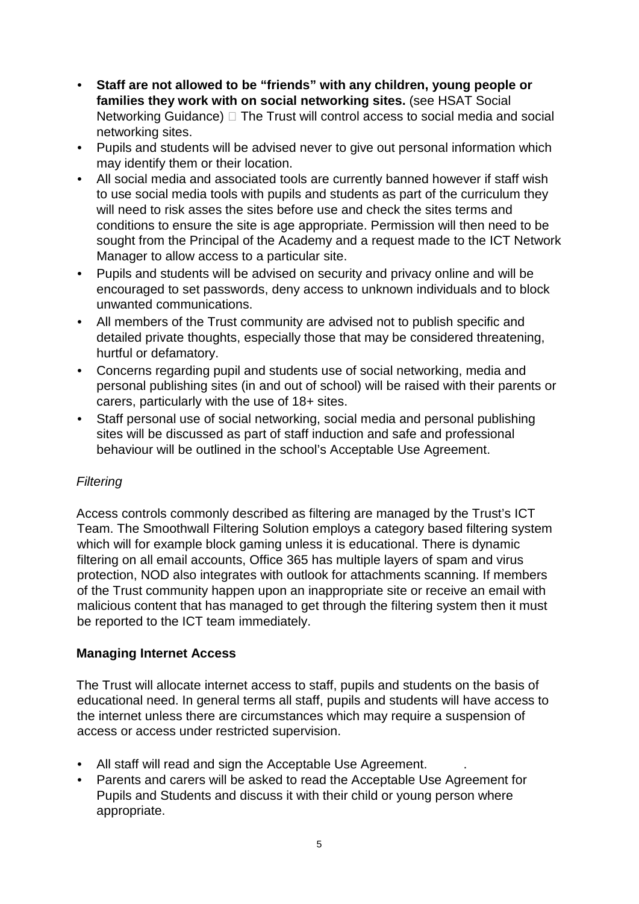- **Staff are not allowed to be "friends" with any children, young people or families they work with on social networking sites.** (see HSAT Social Networking Guidance)  The Trust will control access to social media and social networking sites.
- Pupils and students will be advised never to give out personal information which may identify them or their location.
- All social media and associated tools are currently banned however if staff wish to use social media tools with pupils and students as part of the curriculum they will need to risk asses the sites before use and check the sites terms and conditions to ensure the site is age appropriate. Permission will then need to be sought from the Principal of the Academy and a request made to the ICT Network Manager to allow access to a particular site.
- Pupils and students will be advised on security and privacy online and will be encouraged to set passwords, deny access to unknown individuals and to block unwanted communications.
- All members of the Trust community are advised not to publish specific and detailed private thoughts, especially those that may be considered threatening, hurtful or defamatory.
- Concerns regarding pupil and students use of social networking, media and personal publishing sites (in and out of school) will be raised with their parents or carers, particularly with the use of 18+ sites.
- Staff personal use of social networking, social media and personal publishing sites will be discussed as part of staff induction and safe and professional behaviour will be outlined in the school's Acceptable Use Agreement.

*Filtering*

Access controls commonly described as filtering are managed by the Trust's ICT Team. The Smoothwall Filtering Solution employs a category based filtering system which will for example block gaming unless it is educational. There is dynamic filtering on all email accounts, Office 365 has multiple layers of spam and virus protection, NOD also integrates with outlook for attachments scanning. If members of the Trust community happen upon an inappropriate site or receive an email with malicious content that has managed to get through the filtering system then it must be reported to the ICT team immediately.

**Managing Internet Access**

The Trust will allocate internet access to staff, pupils and students on the basis of educational need. In general terms all staff, pupils and students will have access to the internet unless there are circumstances which may require a suspension of access or access under restricted supervision.

- All staff will read and sign the Acceptable Use Agreement. .
- Parents and carers will be asked to read the Acceptable Use Agreement for Pupils and Students and discuss it with their child or young person where appropriate.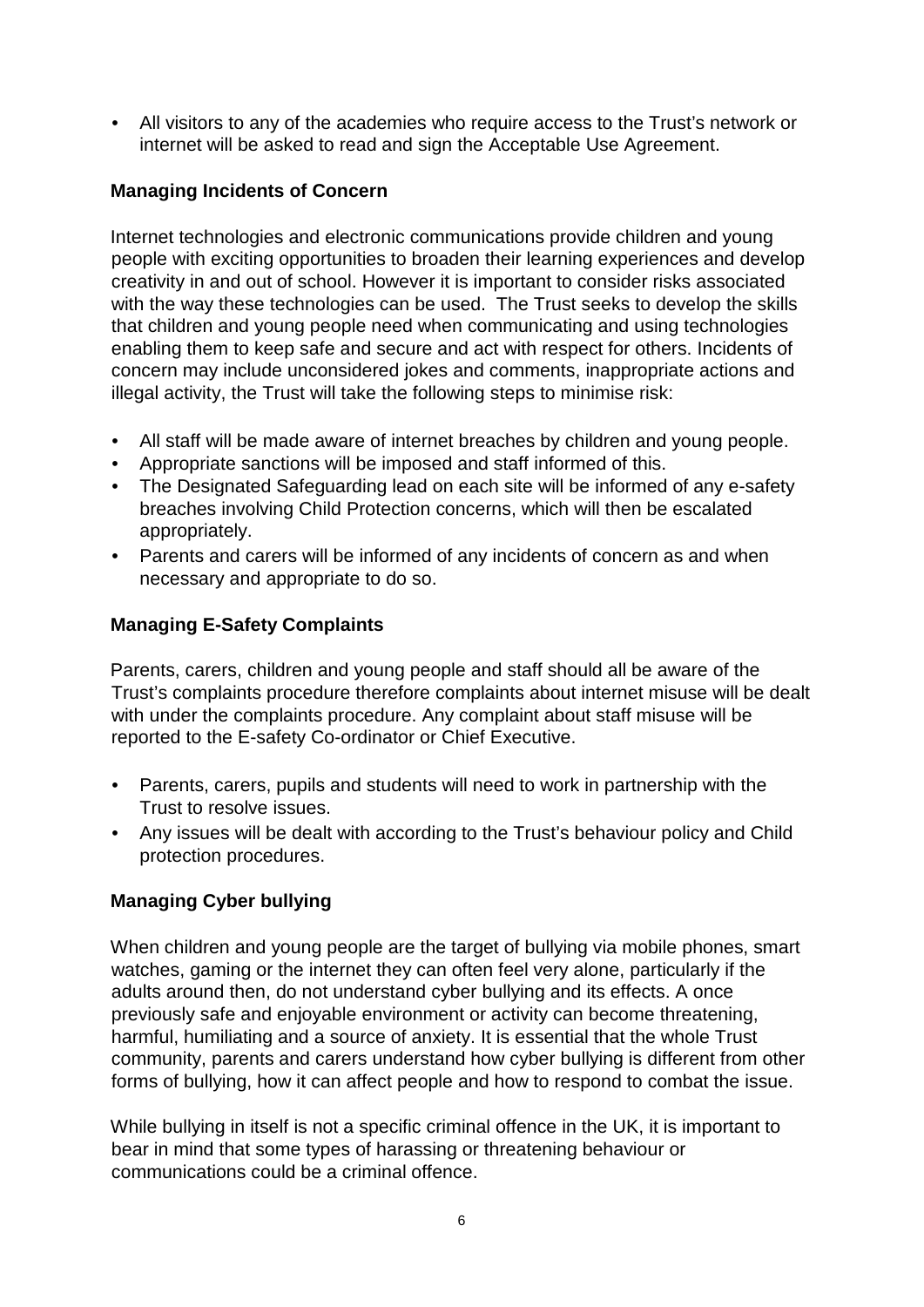- All visitors to any of the academies who require access to the Trust's network or internet will be asked to read and sign the Acceptable Use Agreement.

### Managing Incidents of Concern

Internet technologies and electronic communications provide children and young people with exciting opportunities to broaden their learning experiences and develop creativity in and out of school. However it is important to consider risks associated with the way these technologies can be used. The Trust seeks to develop the skills that children and young people need when communicating and using technologies enabling them to keep safe and secure and act with respect for others. Incidents of concern may include unconsidered jokes and comments, inappropriate actions and illegal activity, the Trust will take the following steps to minimise risk:

- All staff will be made aware of internet breaches by children and young people.
- Appropriate sanctions will be imposed and staff informed of this.
- The Designated Safeguarding lead on each site will be informed of any e-safety breaches involving Child Protection concerns, which will then be escalated appropriately.
- Parents and carers will be informed of any incidents of concern as and when necessary and appropriate to do so.

### Managing E-Safety Complaints

Parents, carers, children and young people and staff should all be aware of the Trust's complaints procedure therefore complaints about internet misuse will be dealt with under the complaints procedure. Any complaint about staff misuse will be reported to the E-safety Co-ordinator or Chief Executive.

- Parents, carers, pupils and students will need to work in partnership with the Trust to resolve issues.
- Any issues will be dealt with according to the Trust's behaviour policy and Child protection procedures.

### Managing Cyber bullying

When children and young people are the target of bullying via mobile phones, smart watches, gaming or the internet they can often feel very alone, particularly if the adults around then, do not understand cyber bullying and its effects. A once previously safe and enjoyable environment or activity can become threatening, harmful, humiliating and a source of anxiety. It is essential that the whole Trust community, parents and carers understand how cyber bullying is different from other forms of bullying, how it can affect people and how to respond to combat the issue.

While bullying in itself is not a specific criminal offence in the UK, it is important to bear in mind that some types of harassing or threatening behaviour or communications could be a criminal offence.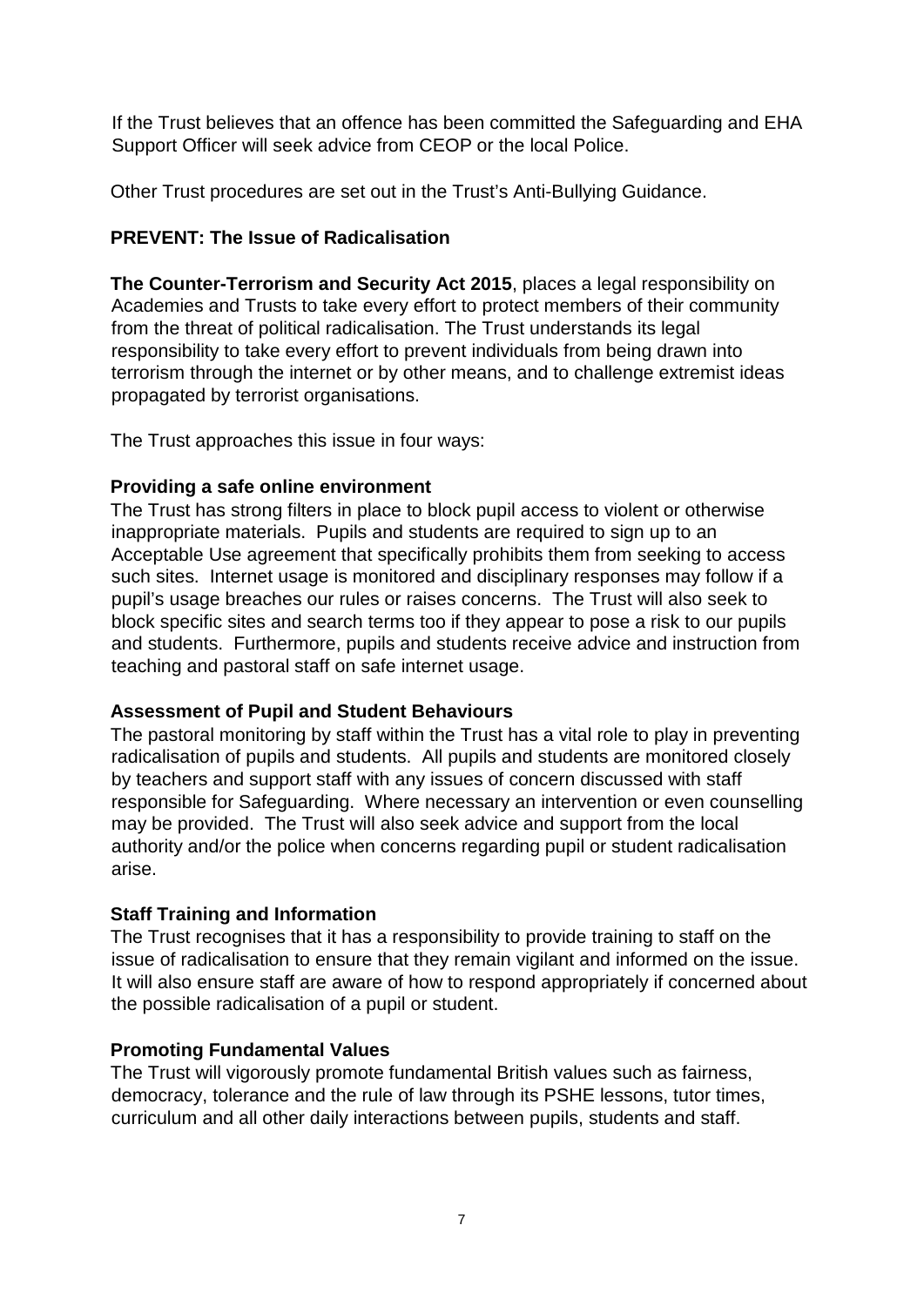If the Trust believes that an offence has been committed the Safeguarding and EHA Support Officer will seek advice from CEOP or the local Police.

Other Trust procedures are set out in the Trust's Anti-Bullying Guidance.

## PREVENT: The Issue of Radicalisation

**The Counter-Terrorism and Security Act 2015**, places a legal responsibility on Academies and Trusts to take every effort to protect members of their community from the threat of political radicalisation. The Trust understands its legal responsibility to take every effort to prevent individuals from being drawn into terrorism through the internet or by other means, and to challenge extremist ideas propagated by terrorist organisations.

The Trust approaches this issue in four ways:

### Providing a safe online environment

The Trust has strong filters in place to block pupil access to violent or otherwise inappropriate materials. Pupils and students are required to sign up to an Acceptable Use agreement that specifically prohibits them from seeking to access such sites. Internet usage is monitored and disciplinary responses may follow if a pupil's usage breaches our rules or raises concerns. The Trust will also seek to block specific sites and search terms too if they appear to pose a risk to our pupils and students. Furthermore, pupils and students receive advice and instruction from teaching and pastoral staff on safe internet usage.

### Assessment of Pupil and Student Behaviours

The pastoral monitoring by staff within the Trust has a vital role to play in preventing radicalisation of pupils and students. All pupils and students are monitored closely by teachers and support staff with any issues of concern discussed with staff responsible for Safeguarding. Where necessary an intervention or even counselling may be provided. The Trust will also seek advice and support from the local authority and/or the police when concerns regarding pupil or student radicalisation arise.

### Staff Training and Information

The Trust recognises that it has a responsibility to provide training to staff on the issue of radicalisation to ensure that they remain vigilant and informed on the issue. It will also ensure staff are aware of how to respond appropriately if concerned about the possible radicalisation of a pupil or student.

### Promoting Fundamental Values

The Trust will vigorously promote fundamental British values such as fairness, democracy, tolerance and the rule of law through its PSHE lessons, tutor times, curriculum and all other daily interactions between pupils, students and staff.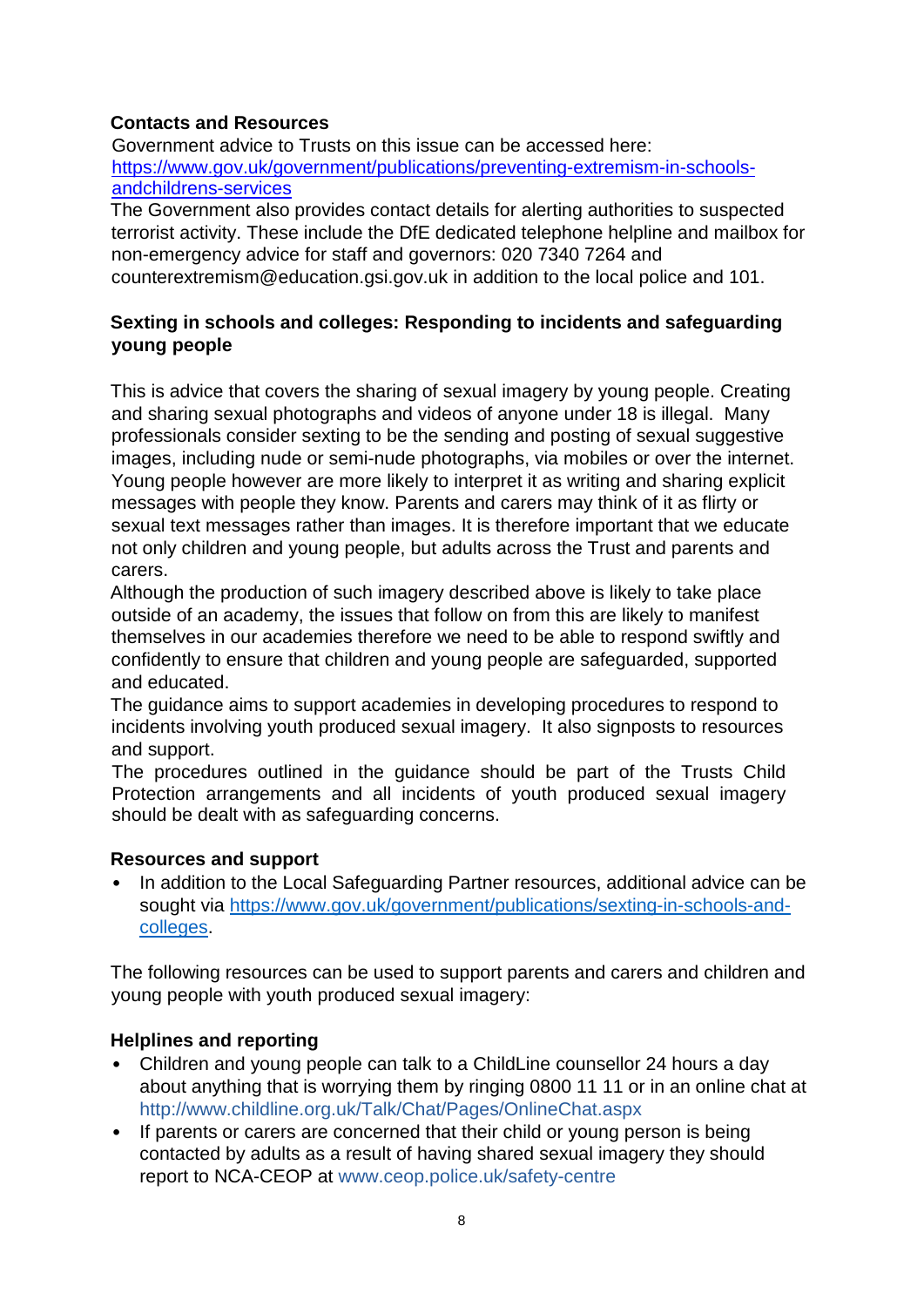**Contacts and Resources**

Government advice to Trusts on this issue can be accessed here: [https://www.gov.uk/government/publications/preventing-extremism-in-schools-andchildrens-services](https://www.gov.uk/government/publications/preventing-extremism-in-schools-andchildrens-services)

The Government also provides contact details for alerting authorities to suspected terrorist activity. These include the DfE dedicated telephone helpline and mailbox for non-emergency advice for staff and governors: 020 7340 7264 and counterextremism@education.gsi.gov.uk in addition to the local police and 101.

**Sexting in schools and colleges: Responding to incidents and safeguarding young people**

This is advice that covers the sharing of sexual imagery by young people. Creating and sharing sexual photographs and videos of anyone under 18 is illegal. Many professionals consider sexting to be the sending and posting of sexual suggestive images, including nude or semi-nude photographs, via mobiles or over the internet. Young people however are more likely to interpret it as writing and sharing explicit messages with people they know. Parents and carers may think of it as flirty or sexual text messages rather than images. It is therefore important that we educate not only children and young people, but adults across the Trust and parents and carers.

Although the production of such imagery described above is likely to take place outside of an academy, the issues that follow on from this are likely to manifest themselves in our academies therefore we need to be able to respond swiftly and confidently to ensure that children and young people are safeguarded, supported and educated.

The guidance aims to support academies in developing procedures to respond to incidents involving youth produced sexual imagery. It also signposts to resources and support.

The procedures outlined in the guidance should be part of the Trusts Child Protection arrangements and all incidents of youth produced sexual imagery should be dealt with as safeguarding concerns.

**Resources and support**

- In addition to the Local Safeguarding Partner resources, additional advice can be sought via [https://www.gov.uk/government/publications/sexting-in-schools-and-colleges](https://www.gov.uk/government/publications/sexting-in-schools-and-colleges).

The following resources can be used to support parents and carers and children and young people with youth produced sexual imagery:

**Helplines and reporting**

- Children and young people can talk to a ChildLine counsellor 24 hours a day about anything that is worrying them by ringing 0800 11 11 or in an online chat at http://www.childline.org.uk/Talk/Chat/Pages/OnlineChat.aspx
- If parents or carers are concerned that their child or young person is being contacted by adults as a result of having shared sexual imagery they should report to NCA-CEOP at www.ceop.police.uk/safety-centre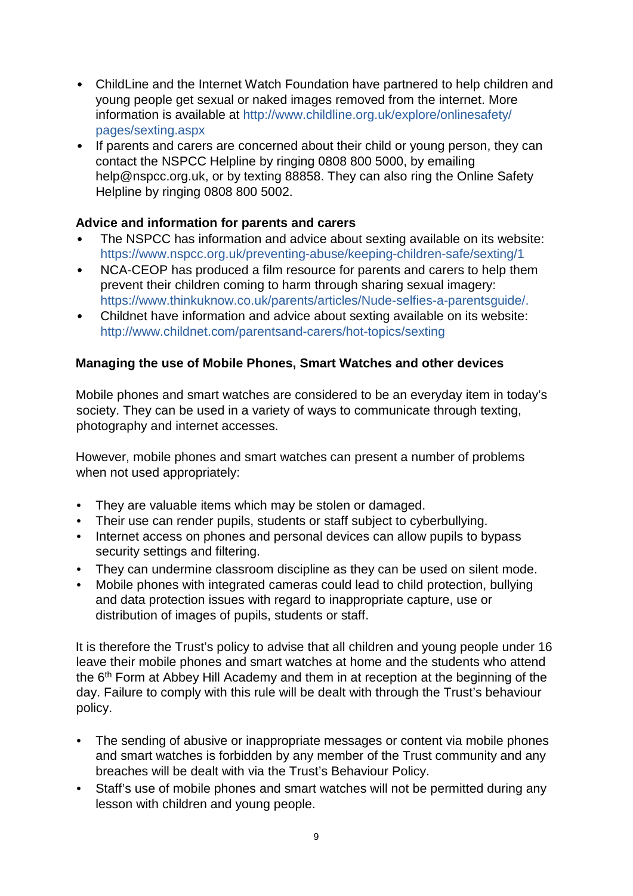- ChildLine and the Internet Watch Foundation have partnered to help children and young people get sexual or naked images removed from the internet. More information is available at http://www.childline.org.uk/explore/onlinesafety/pages/sexting.aspx
- If parents and carers are concerned about their child or young person, they can contact the NSPCC Helpline by ringing 0808 800 5000, by emailing help@nspcc.org.uk, or by texting 88858. They can also ring the Online Safety Helpline by ringing 0808 800 5002.

**Advice and information for parents and carers**

- The NSPCC has information and advice about sexting available on its website: https://www.nspcc.org.uk/preventing-abuse/keeping-children-safe/sexting/1
- NCA-CEOP has produced a film resource for parents and carers to help them prevent their children coming to harm through sharing sexual imagery: https://www.thinkuknow.co.uk/parents/articles/Nude-selfies-a-parentsguide/.
- Childnet have information and advice about sexting available on its website: http://www.childnet.com/parentsand-carers/hot-topics/sexting

**Managing the use of Mobile Phones, Smart Watches and other devices**

Mobile phones and smart watches are considered to be an everyday item in today's society. They can be used in a variety of ways to communicate through texting, photography and internet accesses.

However, mobile phones and smart watches can present a number of problems when not used appropriately:

- They are valuable items which may be stolen or damaged.
- Their use can render pupils, students or staff subject to cyberbullying.
- Internet access on phones and personal devices can allow pupils to bypass security settings and filtering.
- They can undermine classroom discipline as they can be used on silent mode.
- Mobile phones with integrated cameras could lead to child protection, bullying and data protection issues with regard to inappropriate capture, use or distribution of images of pupils, students or staff.

It is therefore the Trust's policy to advise that all children and young people under 16 leave their mobile phones and smart watches at home and the students who attend the 6th Form at Abbey Hill Academy and them in at reception at the beginning of the day. Failure to comply with this rule will be dealt with through the Trust's behaviour policy.

- The sending of abusive or inappropriate messages or content via mobile phones and smart watches is forbidden by any member of the Trust community and any breaches will be dealt with via the Trust's Behaviour Policy.
- Staff's use of mobile phones and smart watches will not be permitted during any lesson with children and young people.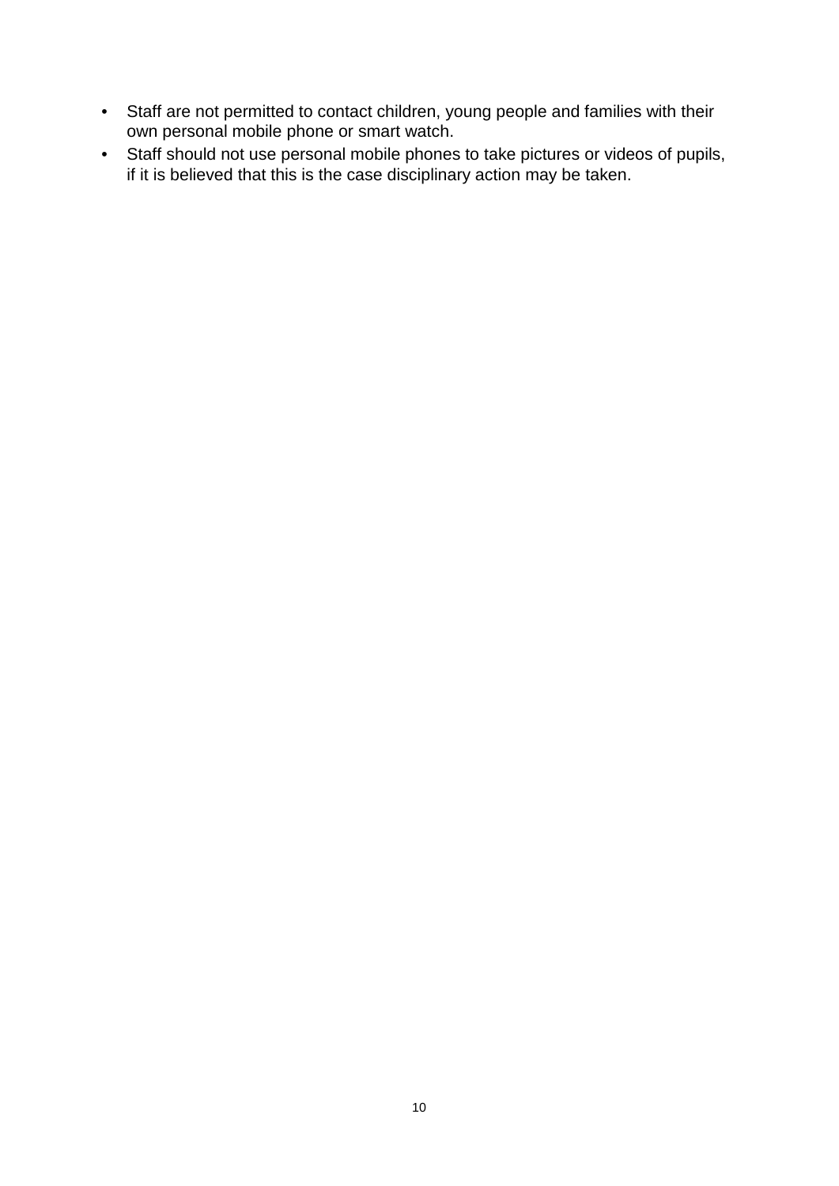- Staff are not permitted to contact children, young people and families with their own personal mobile phone or smart watch.
- Staff should not use personal mobile phones to take pictures or videos of pupils, if it is believed that this is the case disciplinary action may be taken.